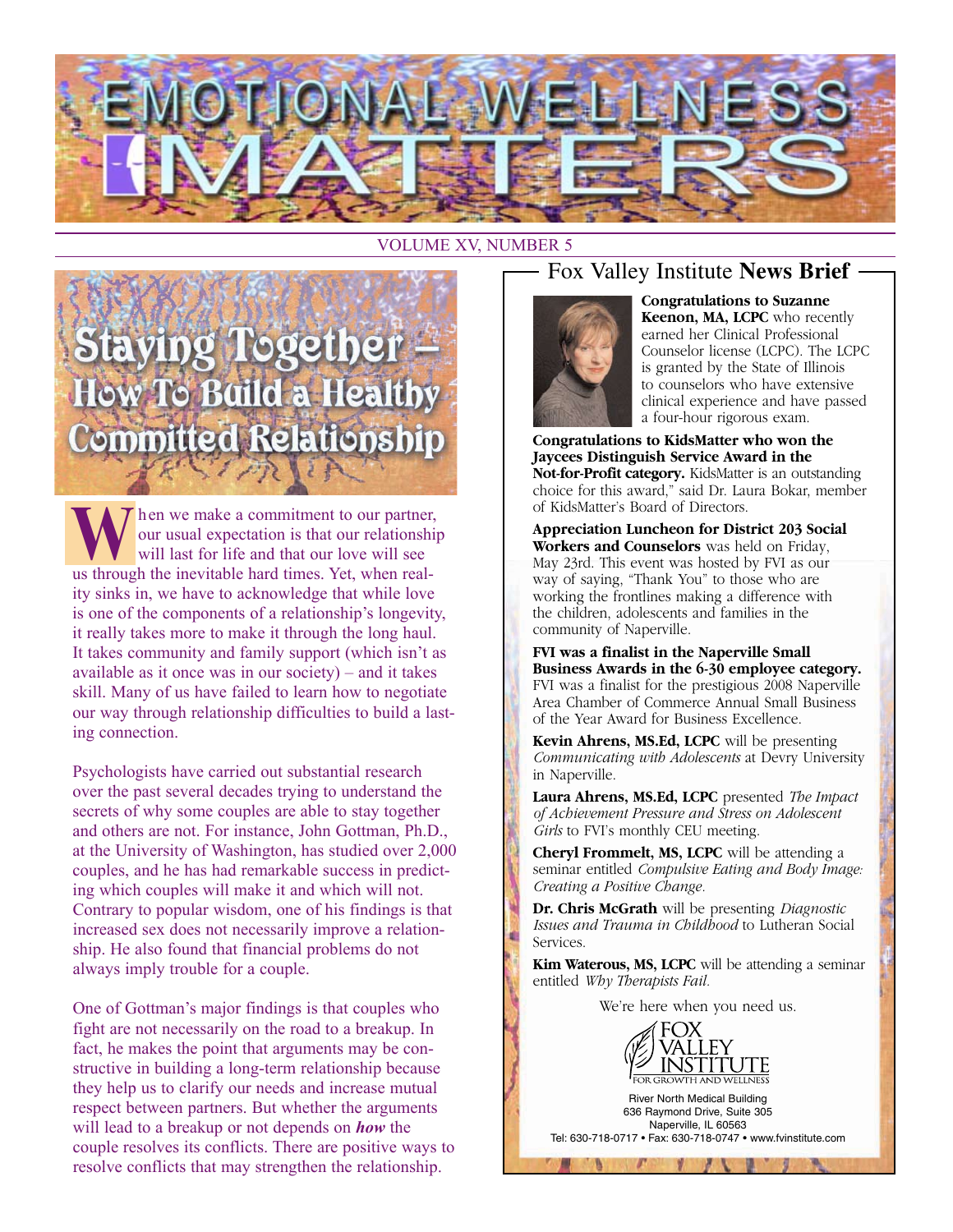# EMOTIONAL WELLNESS MATTERS

VOLUME XV, NUMBER 5

## Staying Together – How To Build a Healthy Committed Relationship

When we make a commitment to our partner, our usual expectation is that our relationship will last for life and that our love will see us through the inevitable hard times. Yet, when reality sinks in, we have to acknowledge that while love is one of the components of a relationship's longevity, it really takes more to make it through the long haul. It takes community and family support (which isn't as available as it once was in our society) – and it takes skill. Many of us have failed to learn how to negotiate our way through relationship difficulties to build a lasting connection.

Psychologists have carried out substantial research over the past several decades trying to understand the secrets of why some couples are able to stay together and others are not. For instance, John Gottman, Ph.D., at the University of Washington, has studied over 2,000 couples, and he has had remarkable success in predicting which couples will make it and which will not. Contrary to popular wisdom, one of his findings is that increased sex does not necessarily improve a relationship. He also found that financial problems do not always imply trouble for a couple.

One of Gottman's major findings is that couples who fight are not necessarily on the road to a breakup. In fact, he makes the point that arguments may be constructive in building a long-term relationship because they help us to clarify our needs and increase mutual respect between partners. But whether the arguments will lead to a breakup or not depends on ***how*** the couple resolves its conflicts. There are positive ways to resolve conflicts that may strengthen the relationship.

## Fox Valley Institute **News Brief**

**Congratulations to Suzanne Keenon, MA, LCPC** who recently earned her Clinical Professional Counselor license (LCPC). The LCPC is granted by the State of Illinois to counselors who have extensive clinical experience and have passed a four-hour rigorous exam.

**Congratulations to KidsMatter who won the Jaycees Distinguish Service Award in the Not-for-Profit category.** KidsMatter is an outstanding choice for this award," said Dr. Laura Bokar, member of KidsMatter's Board of Directors.

**Appreciation Luncheon for District 203 Social Workers and Counselors** was held on Friday, May 23rd. This event was hosted by FVI as our way of saying, "Thank You" to those who are working the frontlines making a difference with the children, adolescents and families in the community of Naperville.

**FVI was a finalist in the Naperville Small Business Awards in the 6-30 employee category.** FVI was a finalist for the prestigious 2008 Naperville Area Chamber of Commerce Annual Small Business of the Year Award for Business Excellence.

**Kevin Ahrens, MS.Ed, LCPC** will be presenting *Communicating with Adolescents* at Devry University in Naperville.

**Laura Ahrens, MS.Ed, LCPC** presented *The Impact of Achievement Pressure and Stress on Adolescent Girls* to FVI's monthly CEU meeting.

**Cheryl Frommelt, MS, LCPC** will be attending a seminar entitled *Compulsive Eating and Body Image: Creating a Positive Change.*

**Dr. Chris McGrath** will be presenting *Diagnostic Issues and Trauma in Childhood* to Lutheran Social Services.

**Kim Waterous, MS, LCPC** will be attending a seminar entitled *Why Therapists Fail.*

We're here when you need us.

FOX VALLEY INSTITUTE
FOR GROWTH AND WELLNESS

River North Medical Building
636 Raymond Drive, Suite 305
Naperville, IL 60563
Tel: 630-718-0717 • Fax: 630-718-0747 • www.fvinstitute.com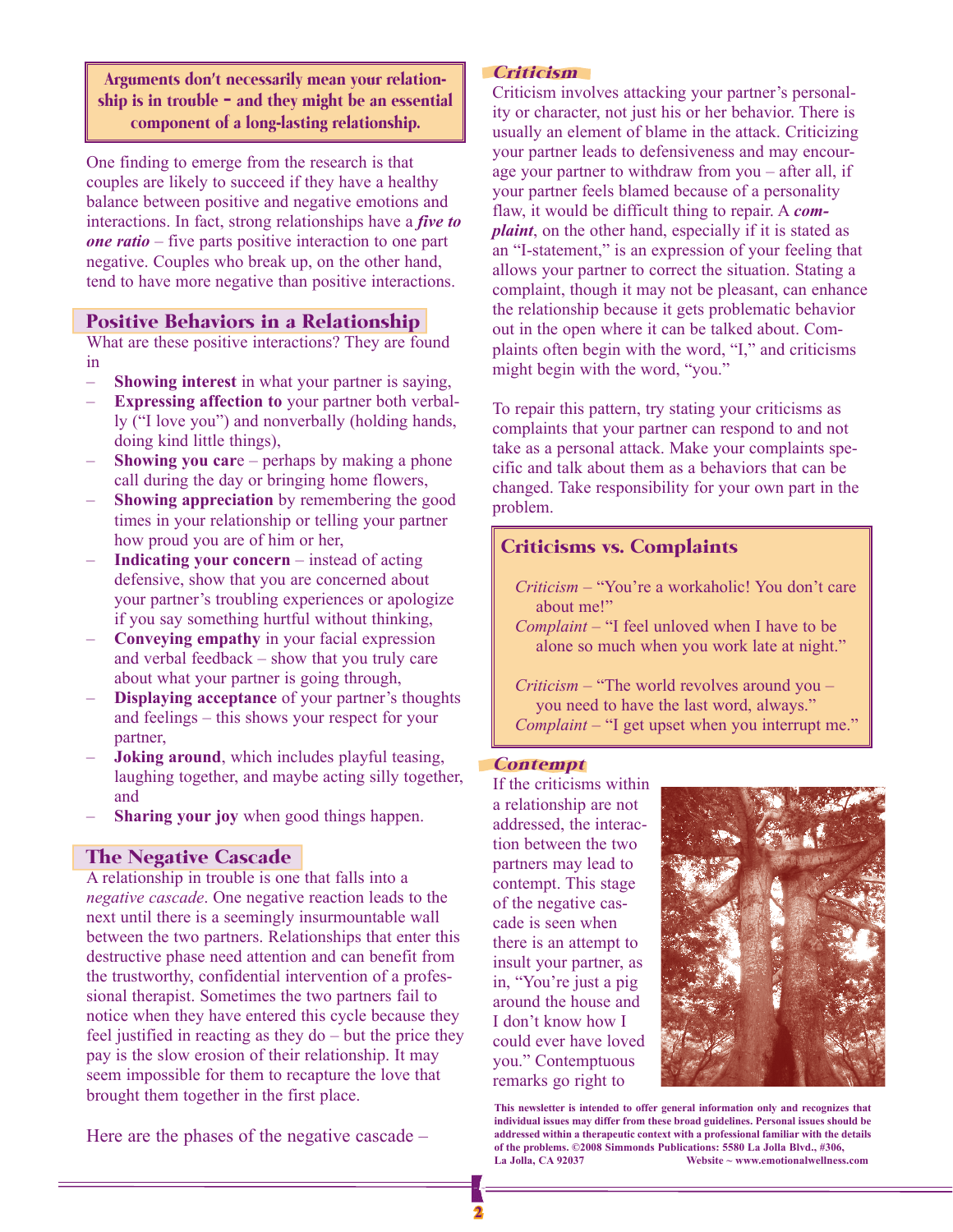**Arguments don't necessarily mean your relationship is in trouble - and they might be an essential component of a long-lasting relationship.**

One finding to emerge from the research is that couples are likely to succeed if they have a healthy balance between positive and negative emotions and interactions. In fact, strong relationships have a ***five to one ratio*** – five parts positive interaction to one part negative. Couples who break up, on the other hand, tend to have more negative than positive interactions.

## Positive Behaviors in a Relationship

What are these positive interactions? They are found in

– **Showing interest** in what your partner is saying,
– **Expressing affection to** your partner both verbally ("I love you") and nonverbally (holding hands, doing kind little things),
– **Showing you car**e – perhaps by making a phone call during the day or bringing home flowers,
– **Showing appreciation** by remembering the good times in your relationship or telling your partner how proud you are of him or her,
– **Indicating your concern** – instead of acting defensive, show that you are concerned about your partner's troubling experiences or apologize if you say something hurtful without thinking,
– **Conveying empathy** in your facial expression and verbal feedback – show that you truly care about what your partner is going through,
– **Displaying acceptance** of your partner's thoughts and feelings – this shows your respect for your partner,
– **Joking around**, which includes playful teasing, laughing together, and maybe acting silly together, and
– **Sharing your joy** when good things happen.

## The Negative Cascade

A relationship in trouble is one that falls into a *negative cascade*. One negative reaction leads to the next until there is a seemingly insurmountable wall between the two partners. Relationships that enter this destructive phase need attention and can benefit from the trustworthy, confidential intervention of a professional therapist. Sometimes the two partners fail to notice when they have entered this cycle because they feel justified in reacting as they do – but the price they pay is the slow erosion of their relationship. It may seem impossible for them to recapture the love that brought them together in the first place.

Here are the phases of the negative cascade –

### *Criticism*

Criticism involves attacking your partner's personality or character, not just his or her behavior. There is usually an element of blame in the attack. Criticizing your partner leads to defensiveness and may encourage your partner to withdraw from you – after all, if your partner feels blamed because of a personality flaw, it would be difficult thing to repair. A ***complaint***, on the other hand, especially if it is stated as an "I-statement," is an expression of your feeling that allows your partner to correct the situation. Stating a complaint, though it may not be pleasant, can enhance the relationship because it gets problematic behavior out in the open where it can be talked about. Complaints often begin with the word, "I," and criticisms might begin with the word, "you."

To repair this pattern, try stating your criticisms as complaints that your partner can respond to and not take as a personal attack. Make your complaints specific and talk about them as a behaviors that can be changed. Take responsibility for your own part in the problem.

**Criticisms vs. Complaints**

*Criticism* – "You're a workaholic! You don't care about me!"
*Complaint* – "I feel unloved when I have to be alone so much when you work late at night."

*Criticism* – "The world revolves around you – you need to have the last word, always."
*Complaint* – "I get upset when you interrupt me."

### *Contempt*

If the criticisms within a relationship are not addressed, the interaction between the two partners may lead to contempt. This stage of the negative cascade is seen when there is an attempt to insult your partner, as in, "You're just a pig around the house and I don't know how I could ever have loved you." Contemptuous remarks go right to

This newsletter is intended to offer general information only and recognizes that individual issues may differ from these broad guidelines. Personal issues should be addressed within a therapeutic context with a professional familiar with the details of the problems. ©2008 Simmonds Publications: 5580 La Jolla Blvd., #306, La Jolla, CA 92037 Website ~ www.emotionalwellness.com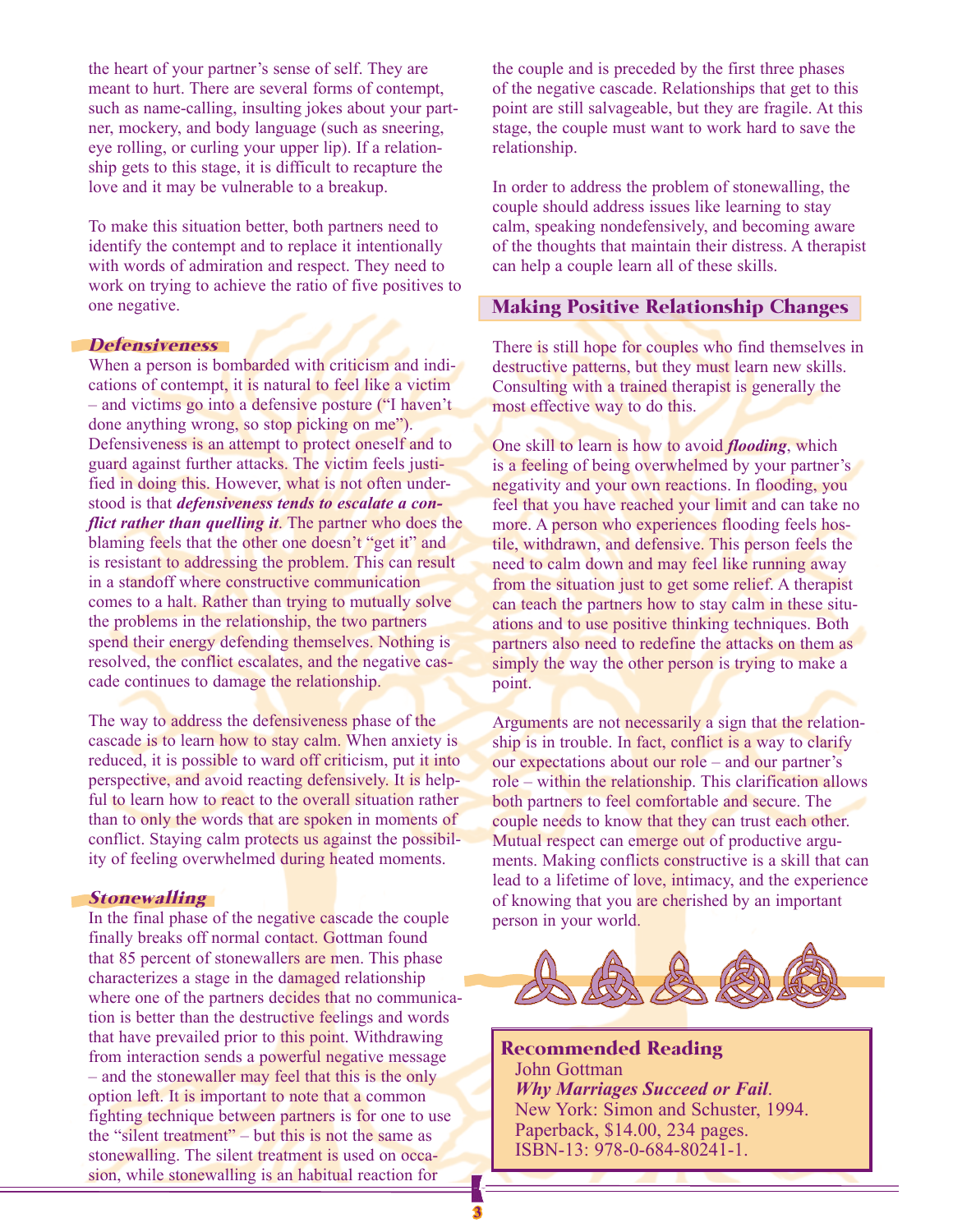the heart of your partner's sense of self. They are meant to hurt. There are several forms of contempt, such as name-calling, insulting jokes about your partner, mockery, and body language (such as sneering, eye rolling, or curling your upper lip). If a relationship gets to this stage, it is difficult to recapture the love and it may be vulnerable to a breakup.

To make this situation better, both partners need to identify the contempt and to replace it intentionally with words of admiration and respect. They need to work on trying to achieve the ratio of five positives to one negative.

### *Defensiveness*

When a person is bombarded with criticism and indications of contempt, it is natural to feel like a victim – and victims go into a defensive posture ("I haven't done anything wrong, so stop picking on me"). Defensiveness is an attempt to protect oneself and to guard against further attacks. The victim feels justified in doing this. However, what is not often understood is that ***defensiveness tends to escalate a conflict rather than quelling it***. The partner who does the blaming feels that the other one doesn't "get it" and is resistant to addressing the problem. This can result in a standoff where constructive communication comes to a halt. Rather than trying to mutually solve the problems in the relationship, the two partners spend their energy defending themselves. Nothing is resolved, the conflict escalates, and the negative cascade continues to damage the relationship.

The way to address the defensiveness phase of the cascade is to learn how to stay calm. When anxiety is reduced, it is possible to ward off criticism, put it into perspective, and avoid reacting defensively. It is helpful to learn how to react to the overall situation rather than to only the words that are spoken in moments of conflict. Staying calm protects us against the possibility of feeling overwhelmed during heated moments.

### *Stonewalling*

In the final phase of the negative cascade the couple finally breaks off normal contact. Gottman found that 85 percent of stonewallers are men. This phase characterizes a stage in the damaged relationship where one of the partners decides that no communication is better than the destructive feelings and words that have prevailed prior to this point. Withdrawing from interaction sends a powerful negative message – and the stonewaller may feel that this is the only option left. It is important to note that a common fighting technique between partners is for one to use the "silent treatment" – but this is not the same as stonewalling. The silent treatment is used on occasion, while stonewalling is an habitual reaction for the couple and is preceded by the first three phases of the negative cascade. Relationships that get to this point are still salvageable, but they are fragile. At this stage, the couple must want to work hard to save the relationship.

In order to address the problem of stonewalling, the couple should address issues like learning to stay calm, speaking nondefensively, and becoming aware of the thoughts that maintain their distress. A therapist can help a couple learn all of these skills.

## Making Positive Relationship Changes

There is still hope for couples who find themselves in destructive patterns, but they must learn new skills. Consulting with a trained therapist is generally the most effective way to do this.

One skill to learn is how to avoid ***flooding***, which is a feeling of being overwhelmed by your partner's negativity and your own reactions. In flooding, you feel that you have reached your limit and can take no more. A person who experiences flooding feels hostile, withdrawn, and defensive. This person feels the need to calm down and may feel like running away from the situation just to get some relief. A therapist can teach the partners how to stay calm in these situations and to use positive thinking techniques. Both partners also need to redefine the attacks on them as simply the way the other person is trying to make a point.

Arguments are not necessarily a sign that the relationship is in trouble. In fact, conflict is a way to clarify our expectations about our role – and our partner's role – within the relationship. This clarification allows both partners to feel comfortable and secure. The couple needs to know that they can trust each other. Mutual respect can emerge out of productive arguments. Making conflicts constructive is a skill that can lead to a lifetime of love, intimacy, and the experience of knowing that you are cherished by an important person in your world.

**Recommended Reading**
John Gottman
***Why Marriages Succeed or Fail***.
New York: Simon and Schuster, 1994.
Paperback, $14.00, 234 pages.
ISBN-13: 978-0-684-80241-1.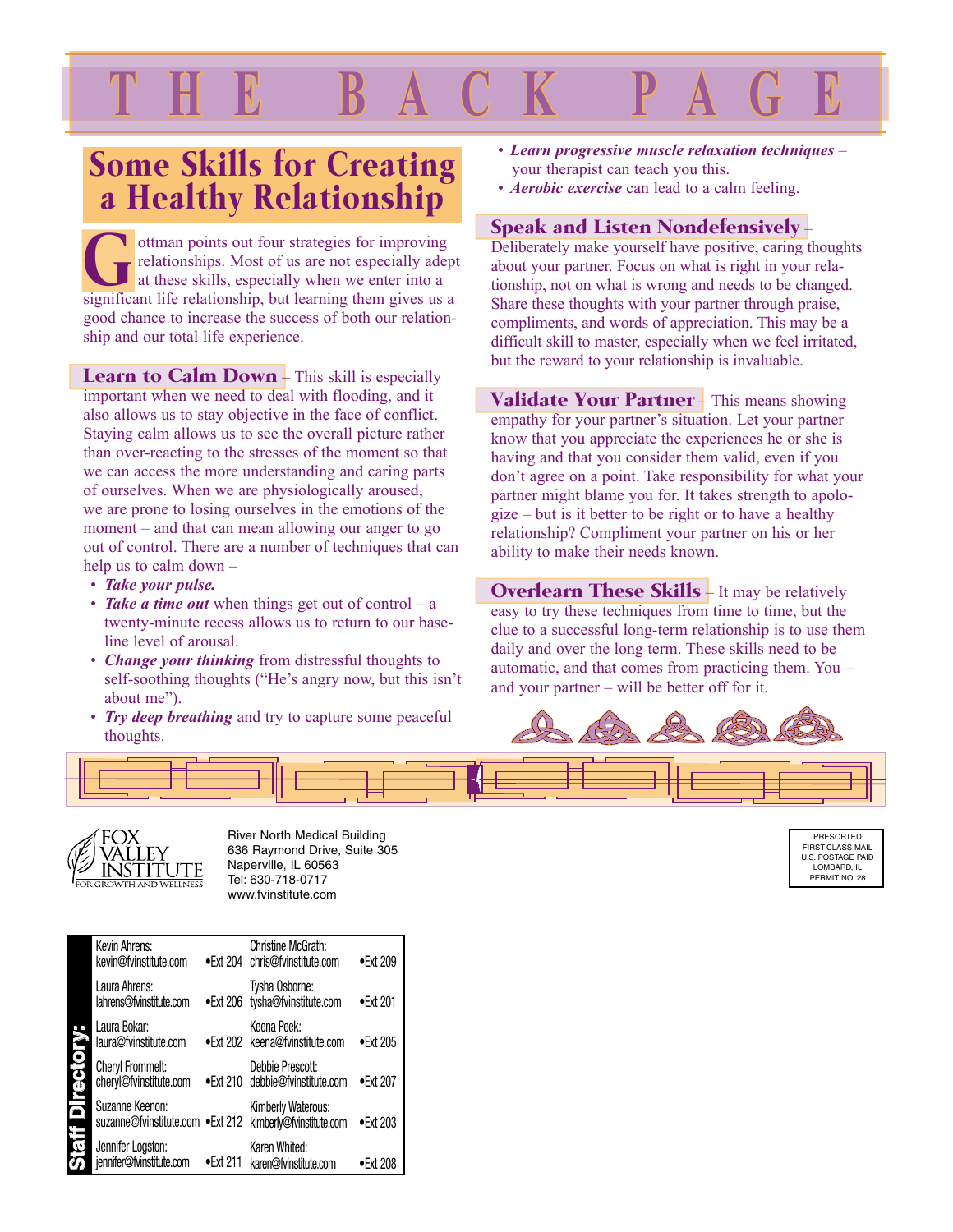# THE BACK PAGE

## Some Skills for Creating a Healthy Relationship

Gottman points out four strategies for improving relationships. Most of us are not especially adept at these skills, especially when we enter into a significant life relationship, but learning them gives us a good chance to increase the success of both our relationship and our total life experience.

**Learn to Calm Down** – This skill is especially important when we need to deal with flooding, and it also allows us to stay objective in the face of conflict. Staying calm allows us to see the overall picture rather than over-reacting to the stresses of the moment so that we can access the more understanding and caring parts of ourselves. When we are physiologically aroused, we are prone to losing ourselves in the emotions of the moment – and that can mean allowing our anger to go out of control. There are a number of techniques that can help us to calm down –

- ***Take your pulse.***
- ***Take a time out*** when things get out of control – a twenty-minute recess allows us to return to our baseline level of arousal.
- ***Change your thinking*** from distressful thoughts to self-soothing thoughts ("He's angry now, but this isn't about me").
- ***Try deep breathing*** and try to capture some peaceful thoughts.
- ***Learn progressive muscle relaxation techniques*** – your therapist can teach you this.
- ***Aerobic exercise*** can lead to a calm feeling.

**Speak and Listen Nondefensively** – Deliberately make yourself have positive, caring thoughts about your partner. Focus on what is right in your relationship, not on what is wrong and needs to be changed. Share these thoughts with your partner through praise, compliments, and words of appreciation. This may be a difficult skill to master, especially when we feel irritated, but the reward to your relationship is invaluable.

**Validate Your Partner** – This means showing empathy for your partner's situation. Let your partner know that you appreciate the experiences he or she is having and that you consider them valid, even if you don't agree on a point. Take responsibility for what your partner might blame you for. It takes strength to apologize – but is it better to be right or to have a healthy relationship? Compliment your partner on his or her ability to make their needs known.

**Overlearn These Skills** – It may be relatively easy to try these techniques from time to time, but the clue to a successful long-term relationship is to use them daily and over the long term. These skills need to be automatic, and that comes from practicing them. You – and your partner – will be better off for it.

FOX VALLEY INSTITUTE
FOR GROWTH AND WELLNESS

River North Medical Building
636 Raymond Drive, Suite 305
Naperville, IL 60563
Tel: 630-718-0717
www.fvinstitute.com

PRESORTED
FIRST-CLASS MAIL
U.S. POSTAGE PAID
LOMBARD, IL
PERMIT NO. 28

**Staff Directory:**

| | | | |
|---|---|---|---|
| Kevin Ahrens: kevin@fvinstitute.com | •Ext 204 | Christine McGrath: chris@fvinstitute.com | •Ext 209 |
| Laura Ahrens: lahrens@fvinstitute.com | •Ext 206 | Tysha Osborne: tysha@fvinstitute.com | •Ext 201 |
| Laura Bokar: laura@fvinstitute.com | •Ext 202 | Keena Peek: keena@fvinstitute.com | •Ext 205 |
| Cheryl Frommelt: cheryl@fvinstitute.com | •Ext 210 | Debbie Prescott: debbie@fvinstitute.com | •Ext 207 |
| Suzanne Keenon: suzanne@fvinstitute.com | •Ext 212 | Kimberly Waterous: kimberly@fvinstitute.com | •Ext 203 |
| Jennifer Logston: jennifer@fvinstitute.com | •Ext 211 | Karen Whited: karen@fvinstitute.com | •Ext 208 |